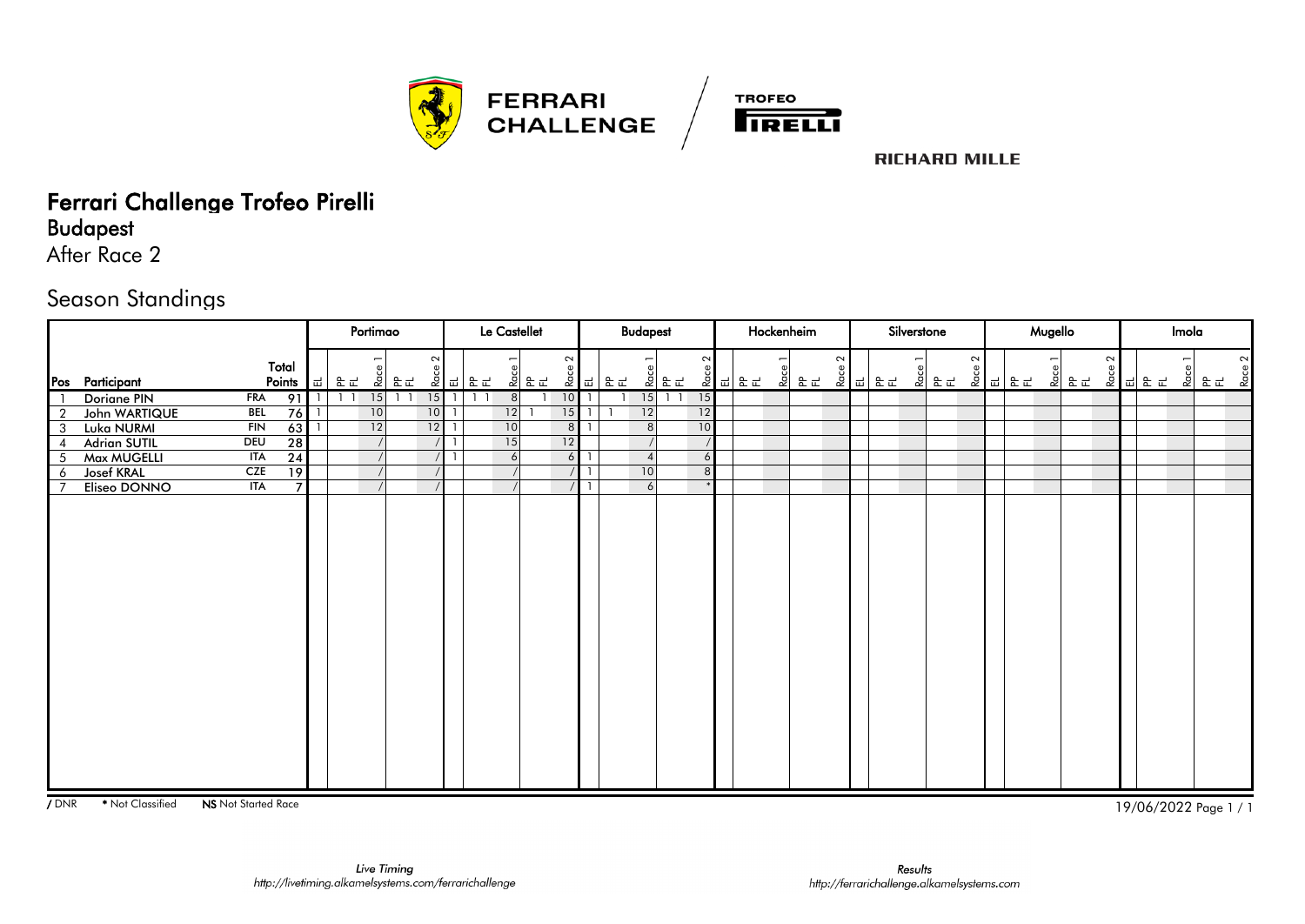# Ferrari Challenge Trofeo Pirelli

## Budapest

After Race 2

## Season Standings

| Pos | Participant | | Total Points | Portimao | | | | | | | Le Castellet | | | | | | | Budapest | | | | | | | Hockenheim | | | | | | | Silverstone | | | | | | | Mugello | | | | | | | Imola | | | | | | |
|---|---|---|---|---|---|---|---|---|---|---|---|---|---|---|---|---|---|---|---|---|---|---|---|---|---|---|---|---|---|---|---|---|---|---|---|---|---|---|---|---|---|---|---|---|---|---|---|---|---|---|---|---|
| | | | | EL | PP | FL | Race 1 | PP | FL | Race 2 | EL | PP | FL | Race 1 | PP | FL | Race 2 | EL | PP | FL | Race 1 | PP | FL | Race 2 | EL | PP | FL | Race 1 | PP | FL | Race 2 | EL | PP | FL | Race 1 | PP | FL | Race 2 | EL | PP | FL | Race 1 | PP | FL | Race 2 | EL | PP | FL | Race 1 | PP | FL | Race 2 |
| 1 | Doriane PIN | FRA | 91 | 1 | 1 | 1 | 15 | 1 | 1 | 15 | 1 | 1 | 1 | 8 | | 1 | 10 | 1 | | 1 | 15 | 1 | 1 | 15 | | | | | | | | | | | | | | | | | | | | | | | | | | | | |
| 2 | John WARTIQUE | BEL | 76 | 1 | | | 10 | | | 10 | 1 | | | 12 | 1 | | 15 | 1 | 1 | | 12 | | | 12 | | | | | | | | | | | | | | | | | | | | | | | | | | | | |
| 3 | Luka NURMI | FIN | 63 | 1 | | | 12 | | | 12 | 1 | | | 10 | | | 8 | 1 | | | 8 | | | 10 | | | | | | | | | | | | | | | | | | | | | | | | | | | | |
| 4 | Adrian SUTIL | DEU | 28 | | | | / | | | / | 1 | | | 15 | | | 12 | | | | / | | | / | | | | | | | | | | | | | | | | | | | | | | | | | | | | |
| 5 | Max MUGELLI | ITA | 24 | | | | / | | | / | 1 | | | 6 | | | 6 | 1 | | | 4 | | | 6 | | | | | | | | | | | | | | | | | | | | | | | | | | | | |
| 6 | Josef KRAL | CZE | 19 | | | | / | | | / | | | | / | | | / | 1 | | | 10 | | | 8 | | | | | | | | | | | | | | | | | | | | | | | | | | | | |
| 7 | Eliseo DONNO | ITA | 7 | | | | / | | | / | | | | / | | | / | 1 | | | 6 | | | * | | | | | | | | | | | | | | | | | | | | | | | | | | | | |

/ DNR * Not Classified **NS** Not Started Race

19/06/2022

*Live Timing*
http://livetiming.alkamelsystems.com/ferrarichallenge

*Results*
http://ferrarichallenge.alkamelsystems.com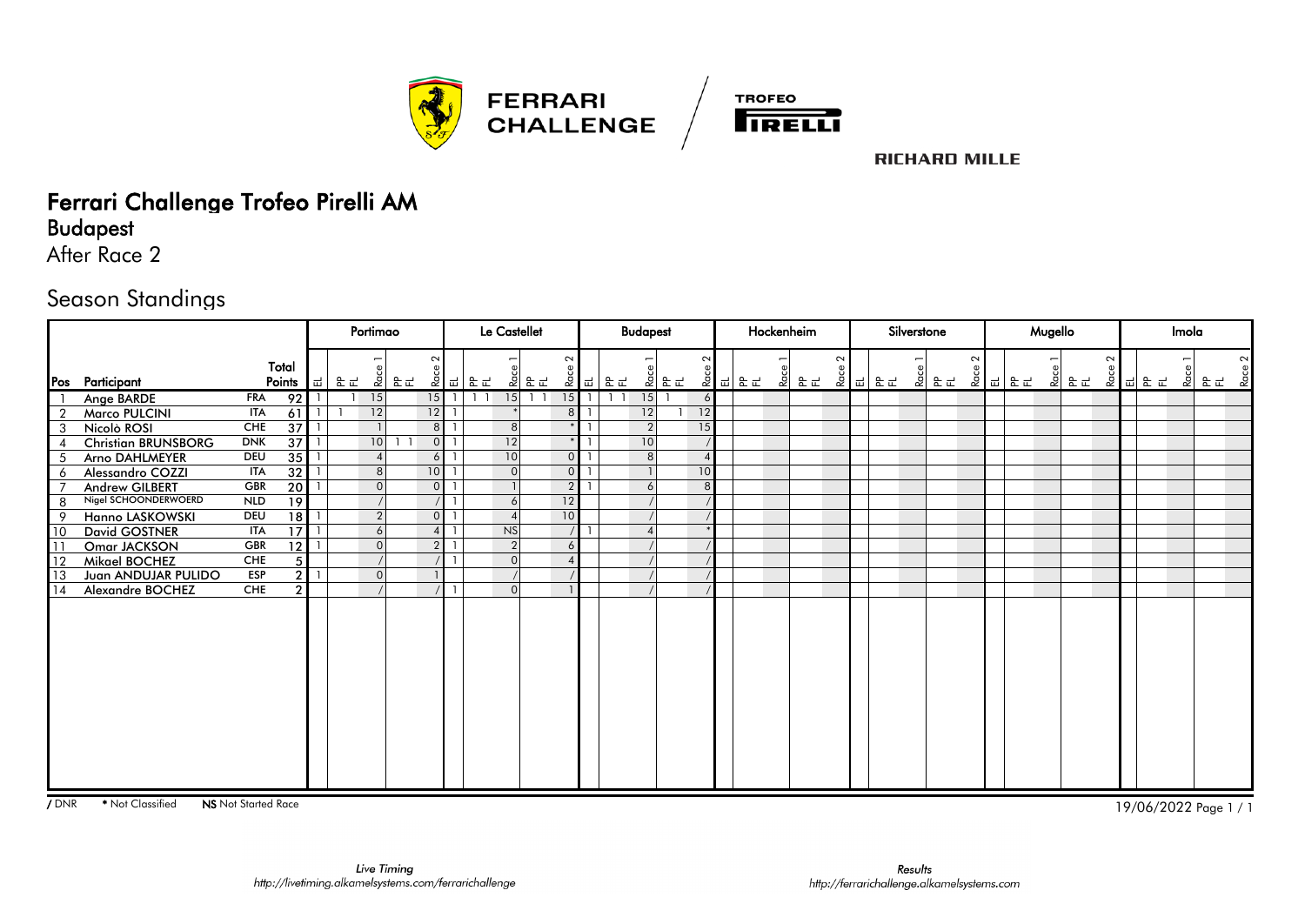# Ferrari Challenge Trofeo Pirelli AM

## Budapest

After Race 2

## Season Standings

| Pos | Participant | | Total Points | Portimao | | | | | | | Le Castellet | | | | | | | Budapest | | | | | | | Hockenheim | | | | | | | Silverstone | | | | | | | Mugello | | | | | | | Imola | | | | | | |
|---|---|---|---|---|---|---|---|---|---|---|---|---|---|---|---|---|---|---|---|---|---|---|---|---|---|---|---|---|---|---|---|---|---|---|---|---|---|---|---|---|---|---|---|---|---|---|---|---|---|---|---|---|
| | | | | EL | PP | FL | Race 1 | PP | FL | Race 2 | EL | PP | FL | Race 1 | PP | FL | Race 2 | EL | PP | FL | Race 1 | PP | FL | Race 2 | EL | PP | FL | Race 1 | PP | FL | Race 2 | EL | PP | FL | Race 1 | PP | FL | Race 2 | EL | PP | FL | Race 1 | PP | FL | Race 2 | EL | PP | FL | Race 1 | PP | FL | Race 2 |
| 1 | Ange BARDE | FRA | 92 | 1 | | 1 | 15 | | | 15 | 1 | 1 | 1 | 15 | 1 | 1 | 15 | 1 | 1 | 1 | 15 | 1 | | 6 | | | | | | | | | | | | | | | | | | | | | | | | | | | | |
| 2 | Marco PULCINI | ITA | 61 | 1 | 1 | | 12 | | | 12 | 1 | | | * | | | 8 | 1 | | | 12 | | 1 | 12 | | | | | | | | | | | | | | | | | | | | | | | | | | | | |
| 3 | Nicolò ROSI | CHE | 37 | 1 | | | 1 | | | 8 | 1 | | | 8 | | | * | 1 | | | 2 | | | 15 | | | | | | | | | | | | | | | | | | | | | | | | | | | | |
| 4 | Christian BRUNSBORG | DNK | 37 | 1 | | | 10 | 1 | 1 | 0 | 1 | | | 12 | | | * | 1 | | | 10 | | | / | | | | | | | | | | | | | | | | | | | | | | | | | | | | |
| 5 | Arno DAHLMEYER | DEU | 35 | 1 | | | 4 | | | 6 | 1 | | | 10 | | | 0 | 1 | | | 8 | | | 4 | | | | | | | | | | | | | | | | | | | | | | | | | | | | |
| 6 | Alessandro COZZI | ITA | 32 | 1 | | | 8 | | | 10 | 1 | | | 0 | | | 0 | 1 | | | 1 | | | 10 | | | | | | | | | | | | | | | | | | | | | | | | | | | | |
| 7 | Andrew GILBERT | GBR | 20 | 1 | | | 0 | | | 0 | 1 | | | 1 | | | 2 | 1 | | | 6 | | | 8 | | | | | | | | | | | | | | | | | | | | | | | | | | | | |
| 8 | Nigel SCHOONDERWOERD | NLD | 19 | | | | / | | | / | 1 | | | 6 | | | 12 | | | | / | | | / | | | | | | | | | | | | | | | | | | | | | | | | | | | | |
| 9 | Hanno LASKOWSKI | DEU | 18 | 1 | | | 2 | | | 0 | 1 | | | 4 | | | 10 | | | | / | | | / | | | | | | | | | | | | | | | | | | | | | | | | | | | | |
| 10 | David GOSTNER | ITA | 17 | 1 | | | 6 | | | 4 | 1 | | | NS | | | / | 1 | | | 4 | | | * | | | | | | | | | | | | | | | | | | | | | | | | | | | | |
| 11 | Omar JACKSON | GBR | 12 | 1 | | | 0 | | | 2 | 1 | | | 2 | | | 6 | | | | / | | | / | | | | | | | | | | | | | | | | | | | | | | | | | | | | |
| 12 | Mikael BOCHEZ | CHE | 5 | | | | / | | | / | 1 | | | 0 | | | 4 | | | | / | | | / | | | | | | | | | | | | | | | | | | | | | | | | | | | | |
| 13 | Juan ANDUJAR PULIDO | ESP | 2 | 1 | | | 0 | | | 1 | | | | / | | | / | | | | / | | | / | | | | | | | | | | | | | | | | | | | | | | | | | | | | |
| 14 | Alexandre BOCHEZ | CHE | 2 | | | | / | | | / | 1 | | | 0 | | | 1 | | | | / | | | / | | | | | | | | | | | | | | | | | | | | | | | | | | | | |

/ DNR   * Not Classified   NS Not Started Race

19/06/2022

Live Timing
http://livetiming.alkamelsystems.com/ferrarichallenge

Results
http://ferrarichallenge.alkamelsystems.com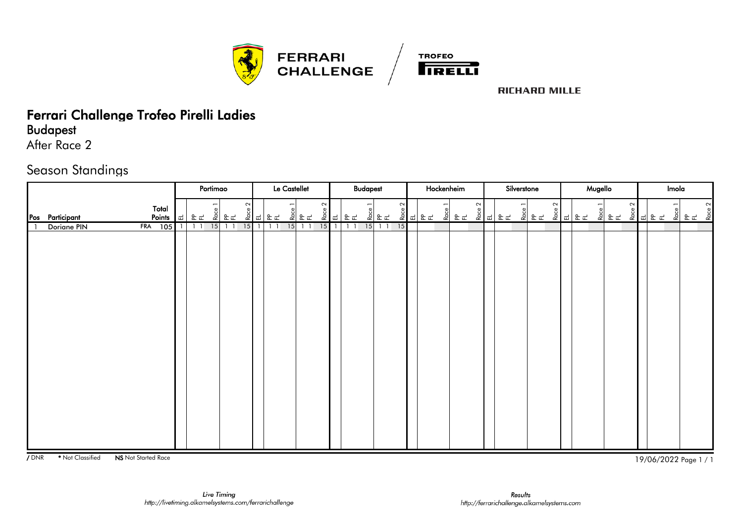# Ferrari Challenge Trofeo Pirelli Ladies

## Budapest

After Race 2

## Season Standings

| Pos | Participant | | Total Points | Portimao | | | | | | | Le Castellet | | | | | | | Budapest | | | | | | | Hockenheim | | | | | | | Silverstone | | | | | | | Mugello | | | | | | | Imola | | | | | | |
|---|---|---|---|---|---|---|---|---|---|---|---|---|---|---|---|---|---|---|---|---|---|---|---|---|---|---|---|---|---|---|---|---|---|---|---|---|---|---|---|---|---|---|---|---|---|---|---|---|---|---|---|---|---|---|
| | | | | EL | PP | FL | Race 1 | PP | FL | Race 2 | EL | PP | FL | Race 1 | PP | FL | Race 2 | EL | PP | FL | Race 1 | PP | FL | Race 2 | EL | PP | FL | Race 1 | PP | FL | Race 2 | EL | PP | FL | Race 1 | PP | FL | Race 2 | EL | PP | FL | Race 1 | PP | FL | Race 2 | EL | PP | FL | Race 1 | PP | FL | Race 2 |
| 1 | Doriane PIN | FRA | 105 | 1 | 1 | 1 | 15 | 1 | 1 | 15 | 1 | 1 | 1 | 15 | 1 | 1 | 15 | 1 | 1 | 1 | 15 | 1 | 1 | 15 | | | | | | | | | | | | | | | | | | | | | | | | | | | | |

/ DNR &nbsp;&nbsp; * Not Classified &nbsp;&nbsp; NS Not Started Race

19/06/2022

*Live Timing*
*http://livetiming.alkamelsystems.com/ferrarichallenge*

*Results*
*http://ferrarichallenge.alkamelsystems.com*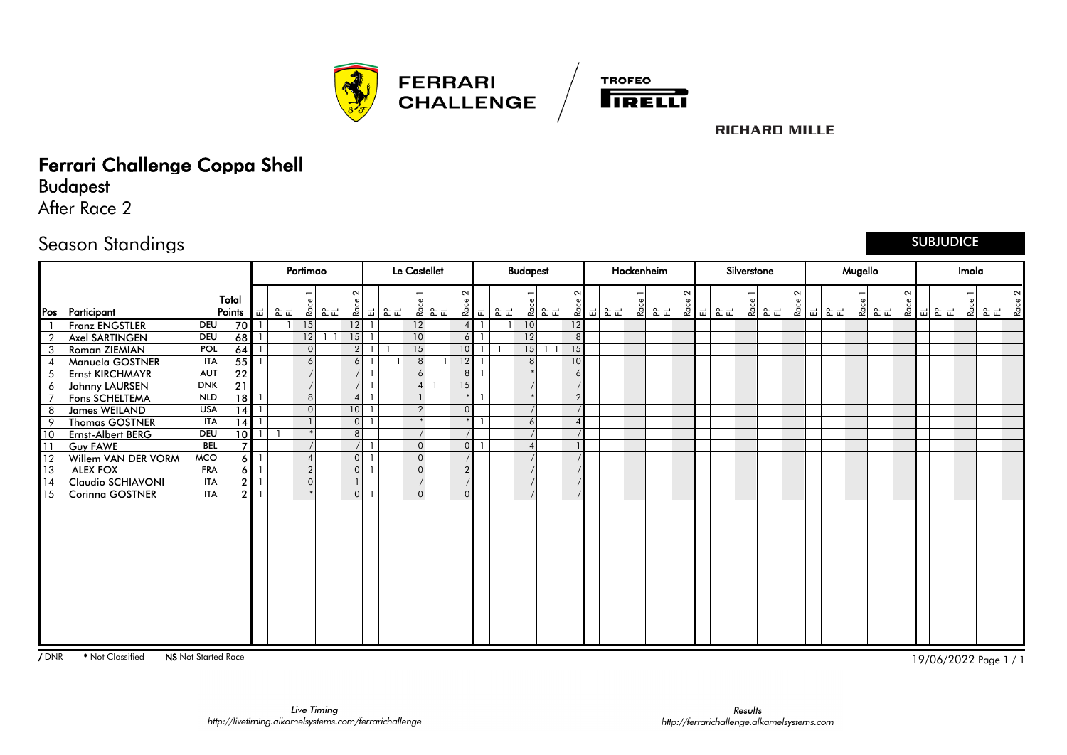# Ferrari Challenge Coppa Shell

## Budapest

After Race 2

## Season Standings

SUBJUDICE

| Pos | Participant | | Total Points | Portimao | | | | | Le Castellet | | | | | Budapest | | | | | Hockenheim | | | | | Silverstone | | | | | Mugello | | | | | Imola | | | | |
|---|---|---|---|---|---|---|---|---|---|---|---|---|---|---|---|---|---|---|---|---|---|---|---|---|---|---|---|---|---|---|---|---|---|---|---|---|---|---|
| | | | | EL | PP FL | Race 1 | PP FL | Race 2 | EL | PP FL | Race 1 | PP FL | Race 2 | EL | PP FL | Race 1 | PP FL | Race 2 | EL | PP FL | Race 1 | PP FL | Race 2 | EL | PP FL | Race 1 | PP FL | Race 2 | EL | PP FL | Race 1 | PP FL | Race 2 | EL | PP FL | Race 1 | PP FL | Race 2 |
| 1 | Franz ENGSTLER | DEU | 70 | 1 | 1 | 15 | | 12 | 1 | | 12 | | 4 | 1 | 1 | 10 | | 12 | | | | | | | | | | | | | | | | | | | | |
| 2 | Axel SARTINGEN | DEU | 68 | 1 | | 12 | 1 1 | 15 | 1 | | 10 | | 6 | 1 | | 12 | | 8 | | | | | | | | | | | | | | | | | | | | |
| 3 | Roman ZIEMIAN | POL | 64 | 1 | | 0 | | 2 | 1 | 1 | 15 | | 10 | 1 | 1 | 15 | 1 1 | 15 | | | | | | | | | | | | | | | | | | | | |
| 4 | Manuela GOSTNER | ITA | 55 | 1 | | 6 | | 6 | 1 | 1 | 8 | 1 | 12 | 1 | | 8 | | 10 | | | | | | | | | | | | | | | | | | | | |
| 5 | Ernst KIRCHMAYR | AUT | 22 | | | / | | / | 1 | | 6 | | 8 | 1 | | * | | 6 | | | | | | | | | | | | | | | | | | | | |
| 6 | Johnny LAURSEN | DNK | 21 | | | / | | / | 1 | | 4 | 1 | 15 | | | / | | / | | | | | | | | | | | | | | | | | | | | |
| 7 | Fons SCHELTEMA | NLD | 18 | 1 | | 8 | | 4 | 1 | | 1 | | * | 1 | | * | | 2 | | | | | | | | | | | | | | | | | | | | |
| 8 | James WEILAND | USA | 14 | 1 | | 0 | | 10 | 1 | | 2 | | 0 | | | / | | / | | | | | | | | | | | | | | | | | | | | |
| 9 | Thomas GOSTNER | ITA | 14 | 1 | | 1 | | 0 | 1 | | * | | * | 1 | | 6 | | 4 | | | | | | | | | | | | | | | | | | | | |
| 10 | Ernst-Albert BERG | DEU | 10 | 1 | 1 | * | | 8 | | | / | | / | | | / | | / | | | | | | | | | | | | | | | | | | | | |
| 11 | Guy FAWE | BEL | 7 | | | / | | / | 1 | | 0 | | 0 | 1 | | 4 | | 1 | | | | | | | | | | | | | | | | | | | | |
| 12 | Willem VAN DER VORM | MCO | 6 | 1 | | 4 | | 0 | 1 | | 0 | | / | | | / | | / | | | | | | | | | | | | | | | | | | | | |
| 13 | ALEX FOX | FRA | 6 | 1 | | 2 | | 0 | 1 | | 0 | | 2 | | | / | | / | | | | | | | | | | | | | | | | | | | | |
| 14 | Claudio SCHIAVONI | ITA | 2 | 1 | | 0 | | 1 | | | / | | / | | | / | | / | | | | | | | | | | | | | | | | | | | | |
| 15 | Corinna GOSTNER | ITA | 2 | 1 | | * | | 0 | 1 | | 0 | | 0 | | | / | | / | | | | | | | | | | | | | | | | | | | | |

/ DNR * Not Classified **NS** Not Started Race

19/06/2022

*Live Timing*
*http://livetiming.alkamelsystems.com/ferrarichallenge*

*Results*
*http://ferrarichallenge.alkamelsystems.com*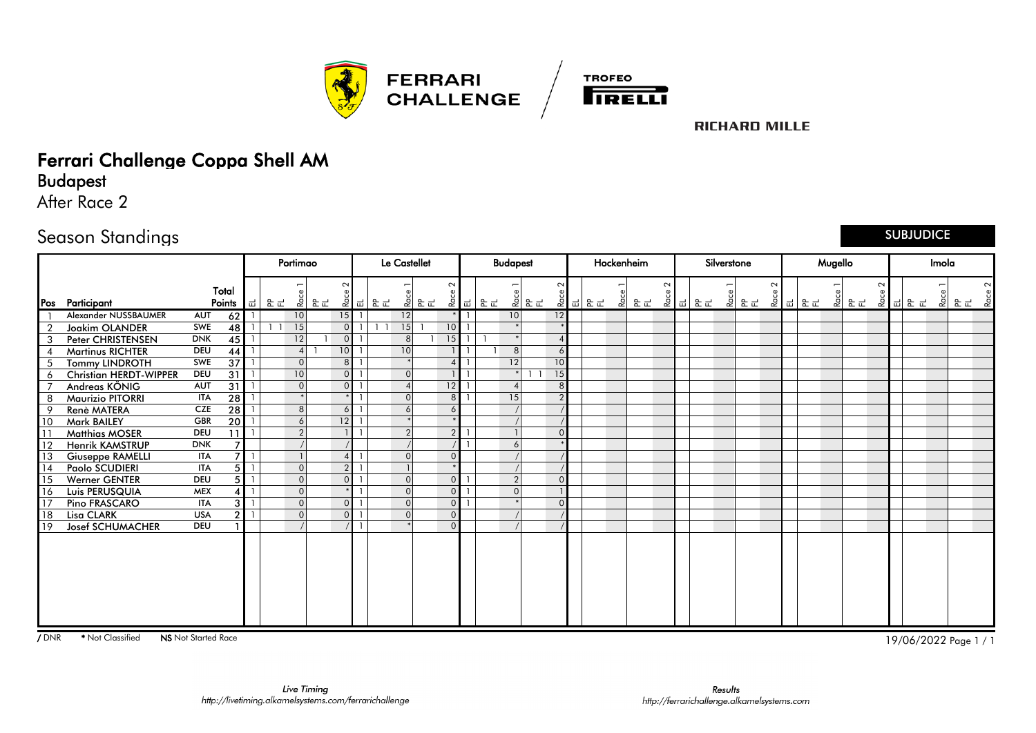# Ferrari Challenge Coppa Shell AM

## Budapest

After Race 2

## Season Standings

SUBJUDICE

| | | | | Portimao | | | | | Le Castellet | | | | | Budapest | | | | | Hockenheim | | | | | Silverstone | | | | | Mugello | | | | | Imola | | | | |
|---|---|---|---|---|---|---|---|---|---|---|---|---|---|---|---|---|---|---|---|---|---|---|---|---|---|---|---|---|---|---|---|---|---|---|---|---|---|---|
| Pos | Participant | | Total Points | EL | PP FL | Race 1 | PP FL | Race 2 | EL | PP FL | Race 1 | PP FL | Race 2 | EL | PP FL | Race 1 | PP FL | Race 2 | EL | PP FL | Race 1 | PP FL | Race 2 | EL | PP FL | Race 1 | PP FL | Race 2 | EL | PP FL | Race 1 | PP FL | Race 2 | EL | PP FL | Race 1 | PP FL | Race 2 |
| 1 | Alexander NUSSBAUMER | AUT | 62 | 1 | | 10 | | 15 | 1 | | 12 | | * | 1 | | 10 | | 12 | | | | | | | | | | | | | | | | | | | | |
| 2 | Joakim OLANDER | SWE | 48 | 1 | 1 1 | 15 | | 0 | 1 | 1 1 | 15 | 1 | 10 | 1 | | * | | * | | | | | | | | | | | | | | | | | | | | |
| 3 | Peter CHRISTENSEN | DNK | 45 | 1 | | 12 | 1 | 0 | 1 | | 8 | 1 | 15 | 1 | 1 | * | | 4 | | | | | | | | | | | | | | | | | | | | |
| 4 | Martinus RICHTER | DEU | 44 | 1 | | 4 | 1 | 10 | 1 | | 10 | | 1 | 1 | 1 | 8 | | 6 | | | | | | | | | | | | | | | | | | | | |
| 5 | Tommy LINDROTH | SWE | 37 | 1 | | 0 | | 8 | 1 | | * | | 4 | 1 | | 12 | | 10 | | | | | | | | | | | | | | | | | | | | |
| 6 | Christian HERDT-WIPPER | DEU | 31 | 1 | | 10 | | 0 | 1 | | 0 | | 1 | 1 | | * | 1 1 | 15 | | | | | | | | | | | | | | | | | | | | |
| 7 | Andreas KÖNIG | AUT | 31 | 1 | | 0 | | 0 | 1 | | 4 | | 12 | 1 | | 4 | | 8 | | | | | | | | | | | | | | | | | | | | |
| 8 | Maurizio PITORRI | ITA | 28 | 1 | | * | | * | 1 | | 0 | | 8 | 1 | | 15 | | 2 | | | | | | | | | | | | | | | | | | | | |
| 9 | Renè MATERA | CZE | 28 | 1 | | 8 | | 6 | 1 | | 6 | | 6 | | | / | | / | | | | | | | | | | | | | | | | | | | | |
| 10 | Mark BAILEY | GBR | 20 | 1 | | 6 | | 12 | 1 | | * | | * | | | / | | / | | | | | | | | | | | | | | | | | | | | |
| 11 | Matthias MOSER | DEU | 11 | 1 | | 2 | | 1 | 1 | | 2 | | 2 | 1 | | 1 | | 0 | | | | | | | | | | | | | | | | | | | | |
| 12 | Henrik KAMSTRUP | DNK | 7 | | | / | | / | | | / | | / | 1 | | 6 | | * | | | | | | | | | | | | | | | | | | | | |
| 13 | Giuseppe RAMELLI | ITA | 7 | 1 | | 1 | | 4 | 1 | | 0 | | 0 | | | / | | / | | | | | | | | | | | | | | | | | | | | |
| 14 | Paolo SCUDIERI | ITA | 5 | 1 | | 0 | | 2 | 1 | | 1 | | * | | | / | | / | | | | | | | | | | | | | | | | | | | | |
| 15 | Werner GENTER | DEU | 5 | 1 | | 0 | | 0 | 1 | | 0 | | 0 | 1 | | 2 | | 0 | | | | | | | | | | | | | | | | | | | | |
| 16 | Luis PERUSQUIA | MEX | 4 | 1 | | 0 | | * | 1 | | 0 | | 0 | 1 | | 0 | | 1 | | | | | | | | | | | | | | | | | | | | |
| 17 | Pino FRASCARO | ITA | 3 | 1 | | 0 | | 0 | 1 | | 0 | | 0 | 1 | | * | | 0 | | | | | | | | | | | | | | | | | | | | |
| 18 | Lisa CLARK | USA | 2 | 1 | | 0 | | 0 | 1 | | 0 | | 0 | | | / | | / | | | | | | | | | | | | | | | | | | | | |
| 19 | Josef SCHUMACHER | DEU | 1 | | | / | | / | 1 | | * | | 0 | | | / | | / | | | | | | | | | | | | | | | | | | | | |

/ DNR  * Not Classified  NS Not Started Race

19/06/2022

Live Timing
http://livetiming.alkamelsystems.com/ferrarichallenge

Results
http://ferrarichallenge.alkamelsystems.com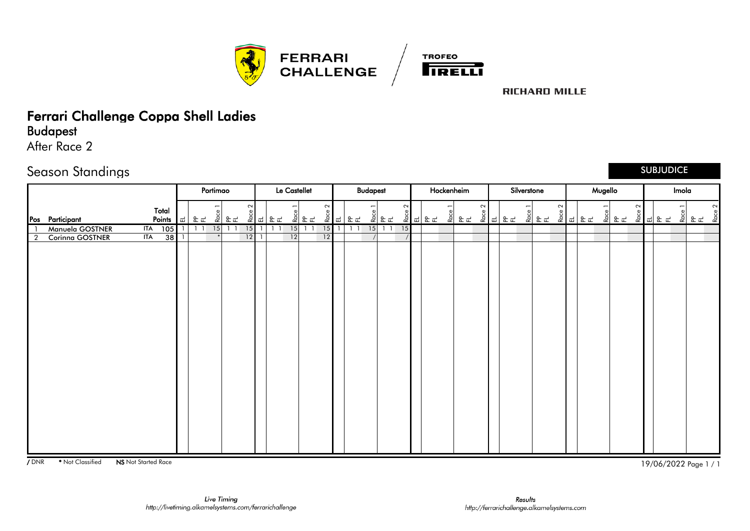FERRARI CHALLENGE / TROFEO PIRELLI

RICHARD MILLE

# Ferrari Challenge Coppa Shell Ladies
## Budapest
After Race 2

## Season Standings

SUBJUDICE

| | | | | Portimao | | | | | Le Castellet | | | | | Budapest | | | | | Hockenheim | | | | | Silverstone | | | | | Mugello | | | | | Imola | | | | |
|---|---|---|---|---|---|---|---|---|---|---|---|---|---|---|---|---|---|---|---|---|---|---|---|---|---|---|---|---|---|---|---|---|---|---|---|---|---|---|
| Pos | Participant | | Total Points | EL | PP FL | Race 1 | PP FL | Race 2 | EL | PP FL | Race 1 | PP FL | Race 2 | EL | PP FL | Race 1 | PP FL | Race 2 | EL | PP FL | Race 1 | PP FL | Race 2 | EL | PP FL | Race 1 | PP FL | Race 2 | EL | PP FL | Race 1 | PP FL | Race 2 | EL | PP FL | Race 1 | PP FL | Race 2 |
| 1 | Manuela GOSTNER | ITA | 105 | 1 | 1 1 | 15 | 1 1 | 15 | 1 | 1 1 | 15 | 1 1 | 15 | 1 | 1 1 | 15 | 1 1 | 15 | | | | | | | | | | | | | | | | | | | | |
| 2 | Corinna GOSTNER | ITA | 38 | 1 | | * | | 12 | 1 | | 12 | | 12 | | | / | | / | | | | | | | | | | | | | | | | | | | | |

/ DNR &nbsp;&nbsp; * Not Classified &nbsp;&nbsp; NS Not Started Race

19/06/2022

*Live Timing*
*http://livetiming.alkamelsystems.com/ferrarichallenge*

*Results*
*http://ferrarichallenge.alkamelsystems.com*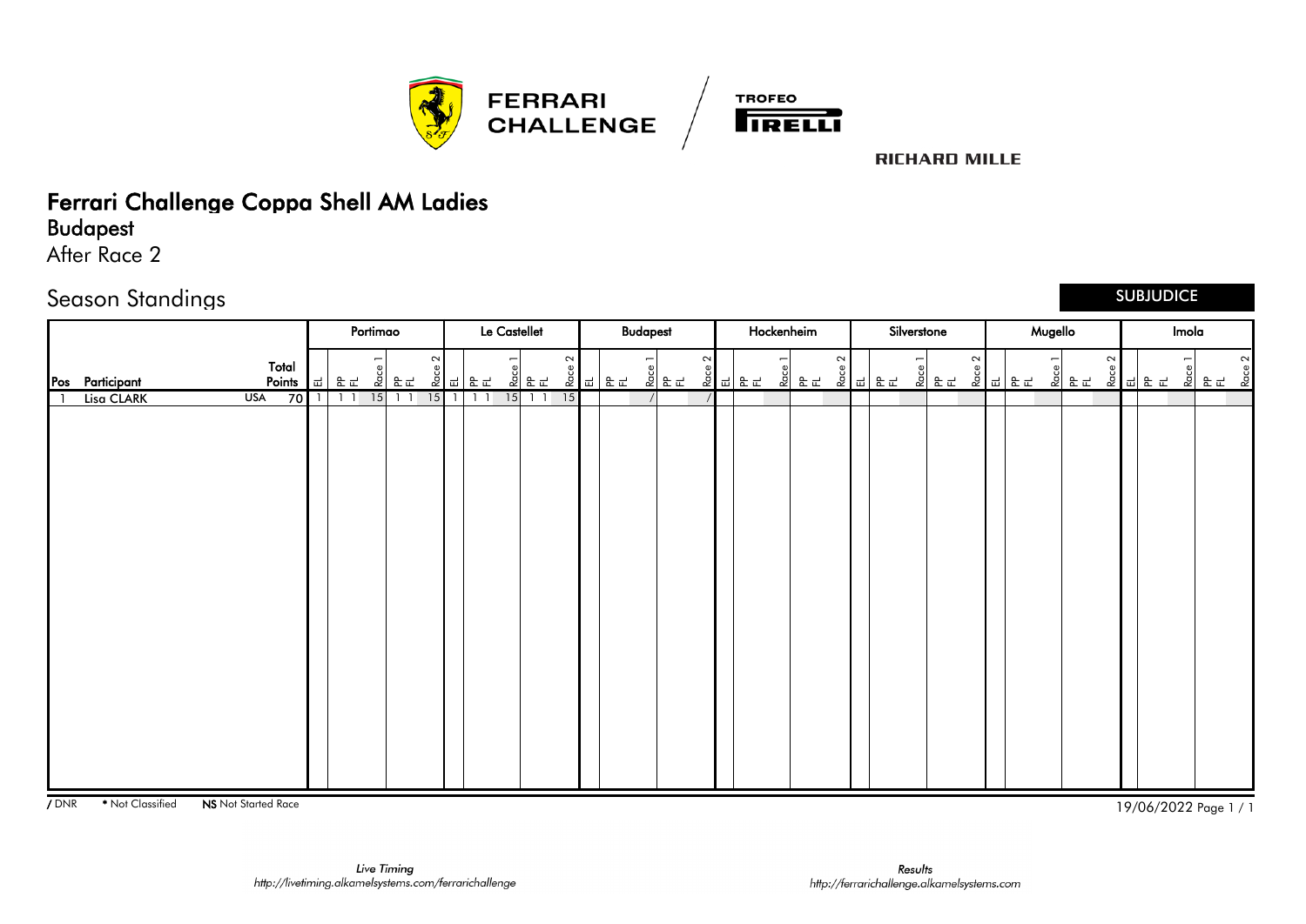# Ferrari Challenge Coppa Shell AM Ladies

## Budapest

After Race 2

## Season Standings

SUBJUDICE

| | | | | Portimao | | | | | Le Castellet | | | | | Budapest | | | | | Hockenheim | | | | | Silverstone | | | | | Mugello | | | | | Imola | | | | |
|---|---|---|---|---|---|---|---|---|---|---|---|---|---|---|---|---|---|---|---|---|---|---|---|---|---|---|---|---|---|---|---|---|---|---|---|---|---|---|
| Pos | Participant | | Total Points | EL | PP FL | Race 1 | PP FL | Race 2 | EL | PP FL | Race 1 | PP FL | Race 2 | EL | PP FL | Race 1 | PP FL | Race 2 | EL | PP FL | Race 1 | PP FL | Race 2 | EL | PP FL | Race 1 | PP FL | Race 2 | EL | PP FL | Race 1 | PP FL | Race 2 | EL | PP FL | Race 1 | PP FL | Race 2 |
| 1 | Lisa CLARK | USA | 70 | 1 | 1 1 | 15 | 1 1 | 15 | 1 | 1 1 | 15 | 1 1 | 15 | | | / | | / | | | | | | | | | | | | | | | | | | | | |

/ DNR &nbsp;&nbsp; * Not Classified &nbsp;&nbsp; NS Not Started Race

19/06/2022

*Live Timing*
*http://livetiming.alkamelsystems.com/ferrarichallenge*

*Results*
*http://ferrarichallenge.alkamelsystems.com*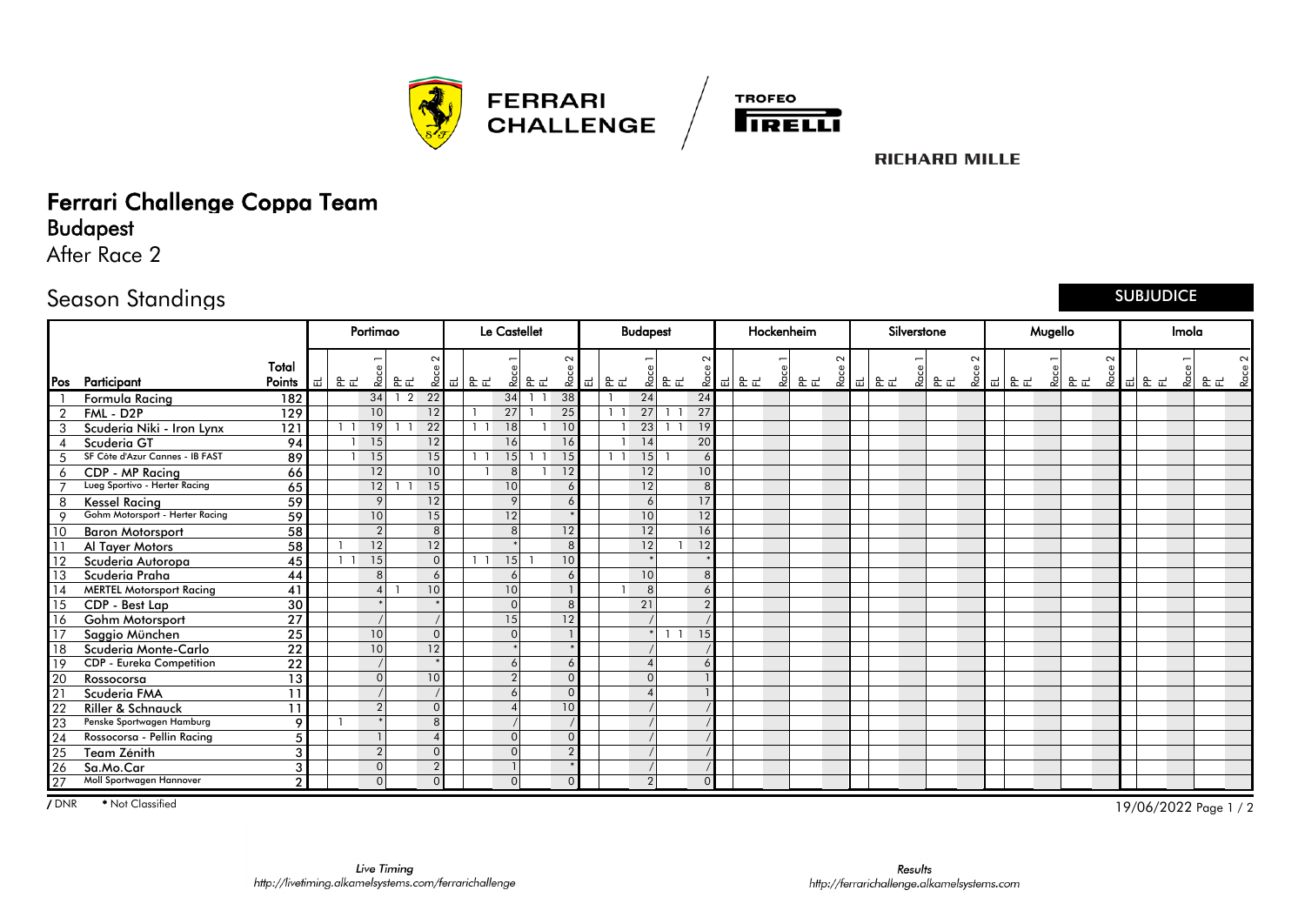# Ferrari Challenge Coppa Team

## Budapest

After Race 2

## Season Standings

SUBJUDICE

| | | | Portimao | | | | | Le Castellet | | | | | Budapest | | | | | Hockenheim | | | | | Silverstone | | | | | Mugello | | | | | Imola | | | | |
|---|---|---|---|---|---|---|---|---|---|---|---|---|---|---|---|---|---|---|---|---|---|---|---|---|---|---|---|---|---|---|---|---|---|---|---|---|---|
| Pos | Participant | Total Points | EL | PP FL | Race 1 | PP FL | Race 2 | EL | PP FL | Race 1 | PP FL | Race 2 | EL | PP FL | Race 1 | PP FL | Race 2 | EL | PP FL | Race 1 | PP FL | Race 2 | EL | PP FL | Race 1 | PP FL | Race 2 | EL | PP FL | Race 1 | PP FL | Race 2 | EL | PP FL | Race 1 | PP FL | Race 2 |
| 1 | Formula Racing | 182 | | | 34 | 1 2 | 22 | | | 34 | 1 1 | 38 | | 1 | 24 | | 24 | | | | | | | | | | | | | | | | | | | | |
| 2 | FML - D2P | 129 | | | 10 | | 12 | | 1 | 27 | 1 | 25 | | 1 1 | 27 | 1 1 | 27 | | | | | | | | | | | | | | | | | | | | |
| 3 | Scuderia Niki - Iron Lynx | 121 | | 1 1 | 19 | 1 1 | 22 | | 1 1 | 18 | 1 | 10 | | 1 | 23 | 1 1 | 19 | | | | | | | | | | | | | | | | | | | | |
| 4 | Scuderia GT | 94 | | 1 | 15 | | 12 | | | 16 | | 16 | | 1 | 14 | | 20 | | | | | | | | | | | | | | | | | | | | |
| 5 | SF Côte d'Azur Cannes - IB FAST | 89 | | 1 | 15 | | 15 | | 1 1 | 15 | 1 1 | 15 | | 1 1 | 15 | 1 | 6 | | | | | | | | | | | | | | | | | | | | |
| 6 | CDP - MP Racing | 66 | | | 12 | | 10 | | 1 | 8 | 1 | 12 | | | 12 | | 10 | | | | | | | | | | | | | | | | | | | | |
| 7 | Lueg Sportivo - Herter Racing | 65 | | | 12 | 1 1 | 15 | | | 10 | | 6 | | | 12 | | 8 | | | | | | | | | | | | | | | | | | | | |
| 8 | Kessel Racing | 59 | | | 9 | | 12 | | | 9 | | 6 | | | 6 | | 17 | | | | | | | | | | | | | | | | | | | | |
| 9 | Gohm Motorsport - Herter Racing | 59 | | | 10 | | 15 | | | 12 | | * | | | 10 | | 12 | | | | | | | | | | | | | | | | | | | | |
| 10 | Baron Motorsport | 58 | | | 2 | | 8 | | | 8 | | 12 | | | 12 | | 16 | | | | | | | | | | | | | | | | | | | | |
| 11 | Al Tayer Motors | 58 | 1 | | 12 | | 12 | | | * | | 8 | | | 12 | 1 | 12 | | | | | | | | | | | | | | | | | | | | |
| 12 | Scuderia Autoropa | 45 | | 1 1 | 15 | | 0 | | 1 1 | 15 | 1 | 10 | | | * | | * | | | | | | | | | | | | | | | | | | | | |
| 13 | Scuderia Praha | 44 | | | 8 | | 6 | | | 6 | | 6 | | | 10 | | 8 | | | | | | | | | | | | | | | | | | | | |
| 14 | MERTEL Motorsport Racing | 41 | | | 4 | 1 | 10 | | | 10 | | 1 | | 1 | 8 | | 6 | | | | | | | | | | | | | | | | | | | | |
| 15 | CDP - Best Lap | 30 | | | * | | * | | | 0 | | 8 | | | 21 | | 2 | | | | | | | | | | | | | | | | | | | | |
| 16 | Gohm Motorsport | 27 | | | / | | / | | | 15 | | 12 | | | / | | / | | | | | | | | | | | | | | | | | | | | |
| 17 | Saggio München | 25 | | | 10 | | 0 | | | 0 | | 1 | | | * | 1 1 | 15 | | | | | | | | | | | | | | | | | | | | |
| 18 | Scuderia Monte-Carlo | 22 | | | 10 | | 12 | | | * | | * | | | / | | / | | | | | | | | | | | | | | | | | | | | |
| 19 | CDP - Eureka Competition | 22 | | | / | | * | | | 6 | | 6 | | | 4 | | 6 | | | | | | | | | | | | | | | | | | | | |
| 20 | Rossocorsa | 13 | | | 0 | | 10 | | | 2 | | 0 | | | 0 | | 1 | | | | | | | | | | | | | | | | | | | | |
| 21 | Scuderia FMA | 11 | | | / | | / | | | 6 | | 0 | | | 4 | | 1 | | | | | | | | | | | | | | | | | | | | |
| 22 | Riller & Schnauck | 11 | | | 2 | | 0 | | | 4 | | 10 | | | / | | / | | | | | | | | | | | | | | | | | | | | |
| 23 | Penske Sportwagen Hamburg | 9 | 1 | | * | | 8 | | | / | | / | | | / | | / | | | | | | | | | | | | | | | | | | | | |
| 24 | Rossocorsa - Pellin Racing | 5 | | | 1 | | 4 | | | 0 | | 0 | | | / | | / | | | | | | | | | | | | | | | | | | | | |
| 25 | Team Zénith | 3 | | | 2 | | 0 | | | 0 | | 2 | | | / | | / | | | | | | | | | | | | | | | | | | | | |
| 26 | Sa.Mo.Car | 3 | | | 0 | | 2 | | | 1 | | * | | | / | | / | | | | | | | | | | | | | | | | | | | | |
| 27 | Moll Sportwagen Hannover | 2 | | | 0 | | 0 | | | 0 | | 0 | | | 2 | | 0 | | | | | | | | | | | | | | | | | | | | |

/ DNR   * Not Classified

19/06/2022

Live Timing
http://livetiming.alkamelsystems.com/ferrarichallenge

Results
http://ferrarichallenge.alkamelsystems.com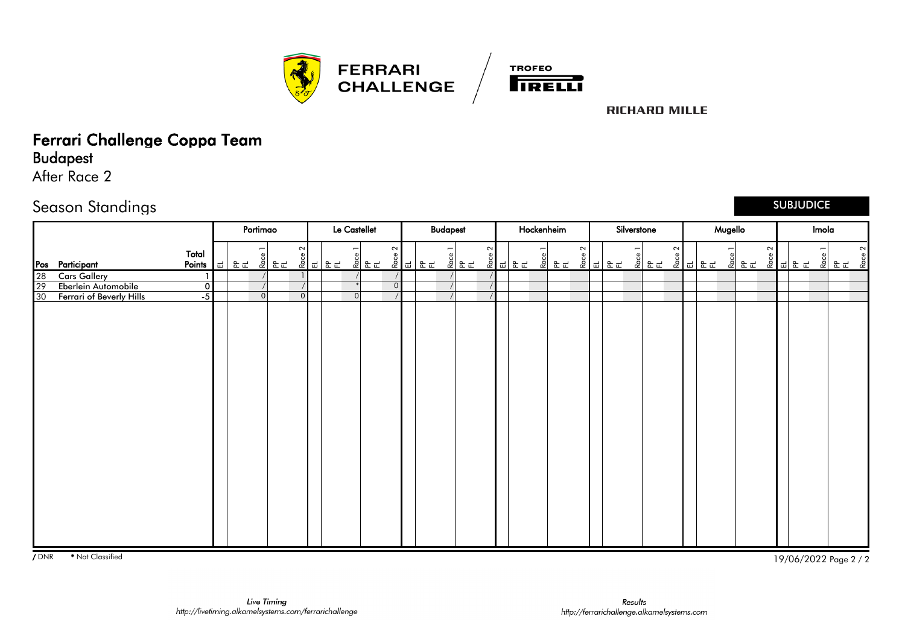# Ferrari Challenge Coppa Team

## Budapest

After Race 2

## Season Standings

SUBJUDICE

| | | | Portimao | | | | | Le Castellet | | | | | Budapest | | | | | Hockenheim | | | | | Silverstone | | | | | Mugello | | | | | Imola | | | | |
|---|---|---|---|---|---|---|---|---|---|---|---|---|---|---|---|---|---|---|---|---|---|---|---|---|---|---|---|---|---|---|---|---|---|---|---|---|---|
| Pos | Participant | Total Points | EL | PP FL | Race 1 | PP FL | Race 2 | EL | PP FL | Race 1 | PP FL | Race 2 | EL | PP FL | Race 1 | PP FL | Race 2 | EL | PP FL | Race 1 | PP FL | Race 2 | EL | PP FL | Race 1 | PP FL | Race 2 | EL | PP FL | Race 1 | PP FL | Race 2 | EL | PP FL | Race 1 | PP FL | Race 2 |
| 28 | Cars Gallery | 1 | | | / | | 1 | | | / | | / | | | / | | / | | | | | | | | | | | | | | | | | | | | |
| 29 | Eberlein Automobile | 0 | | | / | | / | | | * | | 0 | | | / | | / | | | | | | | | | | | | | | | | | | | | |
| 30 | Ferrari of Beverly Hills | -5 | | | 0 | | 0 | | | 0 | | / | | | / | | / | | | | | | | | | | | | | | | | | | | | |

/ DNR  * Not Classified

19/06/2022

*Live Timing*
*http://livetiming.alkamelsystems.com/ferrarichallenge*

*Results*
*http://ferrarichallenge.alkamelsystems.com*